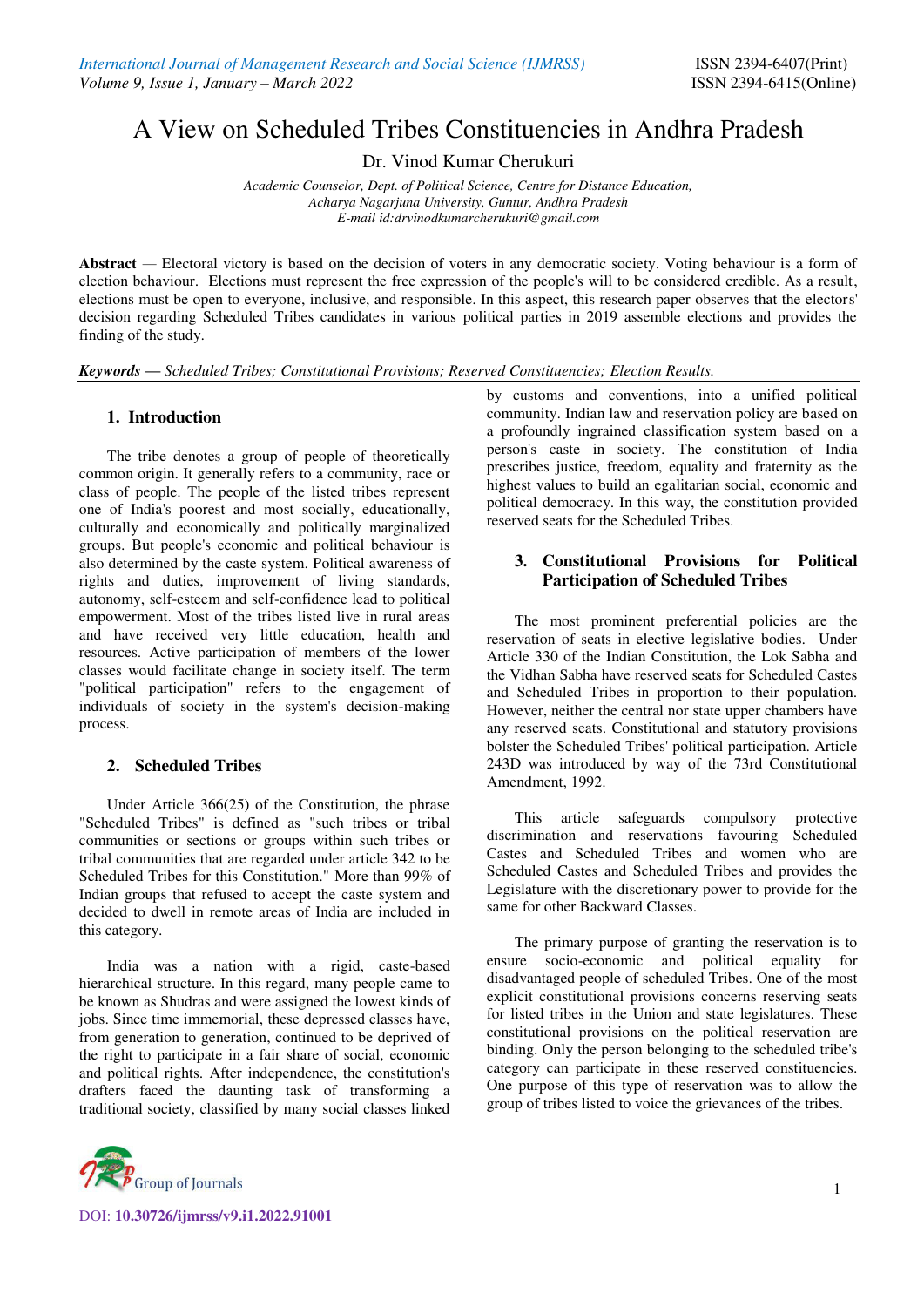# A View on Scheduled Tribes Constituencies in Andhra Pradesh

Dr. Vinod Kumar Cherukuri

*Academic Counselor, Dept. of Political Science, Centre for Distance Education,*
*Acharya Nagarjuna University, Guntur, Andhra Pradesh*
*E-mail id:drvinodkumarcherukuri@gmail.com*

**Abstract** — Electoral victory is based on the decision of voters in any democratic society. Voting behaviour is a form of election behaviour. Elections must represent the free expression of the people's will to be considered credible. As a result, elections must be open to everyone, inclusive, and responsible. In this aspect, this research paper observes that the electors' decision regarding Scheduled Tribes candidates in various political parties in 2019 assemble elections and provides the finding of the study.

***Keywords*** — *Scheduled Tribes; Constitutional Provisions; Reserved Constituencies; Election Results.*

## 1. Introduction

The tribe denotes a group of people of theoretically common origin. It generally refers to a community, race or class of people. The people of the listed tribes represent one of India's poorest and most socially, educationally, culturally and economically and politically marginalized groups. But people's economic and political behaviour is also determined by the caste system. Political awareness of rights and duties, improvement of living standards, autonomy, self-esteem and self-confidence lead to political empowerment. Most of the tribes listed live in rural areas and have received very little education, health and resources. Active participation of members of the lower classes would facilitate change in society itself. The term "political participation" refers to the engagement of individuals of society in the system's decision-making process.

## 2. Scheduled Tribes

Under Article 366(25) of the Constitution, the phrase "Scheduled Tribes" is defined as "such tribes or tribal communities or sections or groups within such tribes or tribal communities that are regarded under article 342 to be Scheduled Tribes for this Constitution." More than 99% of Indian groups that refused to accept the caste system and decided to dwell in remote areas of India are included in this category.

India was a nation with a rigid, caste-based hierarchical structure. In this regard, many people came to be known as Shudras and were assigned the lowest kinds of jobs. Since time immemorial, these depressed classes have, from generation to generation, continued to be deprived of the right to participate in a fair share of social, economic and political rights. After independence, the constitution's drafters faced the daunting task of transforming a traditional society, classified by many social classes linked by customs and conventions, into a unified political community. Indian law and reservation policy are based on a profoundly ingrained classification system based on a person's caste in society. The constitution of India prescribes justice, freedom, equality and fraternity as the highest values to build an egalitarian social, economic and political democracy. In this way, the constitution provided reserved seats for the Scheduled Tribes.

## 3. Constitutional Provisions for Political Participation of Scheduled Tribes

The most prominent preferential policies are the reservation of seats in elective legislative bodies. Under Article 330 of the Indian Constitution, the Lok Sabha and the Vidhan Sabha have reserved seats for Scheduled Castes and Scheduled Tribes in proportion to their population. However, neither the central nor state upper chambers have any reserved seats. Constitutional and statutory provisions bolster the Scheduled Tribes' political participation. Article 243D was introduced by way of the 73rd Constitutional Amendment, 1992.

This article safeguards compulsory protective discrimination and reservations favouring Scheduled Castes and Scheduled Tribes and women who are Scheduled Castes and Scheduled Tribes and provides the Legislature with the discretionary power to provide for the same for other Backward Classes.

The primary purpose of granting the reservation is to ensure socio-economic and political equality for disadvantaged people of scheduled Tribes. One of the most explicit constitutional provisions concerns reserving seats for listed tribes in the Union and state legislatures. These constitutional provisions on the political reservation are binding. Only the person belonging to the scheduled tribe's category can participate in these reserved constituencies. One purpose of this type of reservation was to allow the group of tribes listed to voice the grievances of the tribes.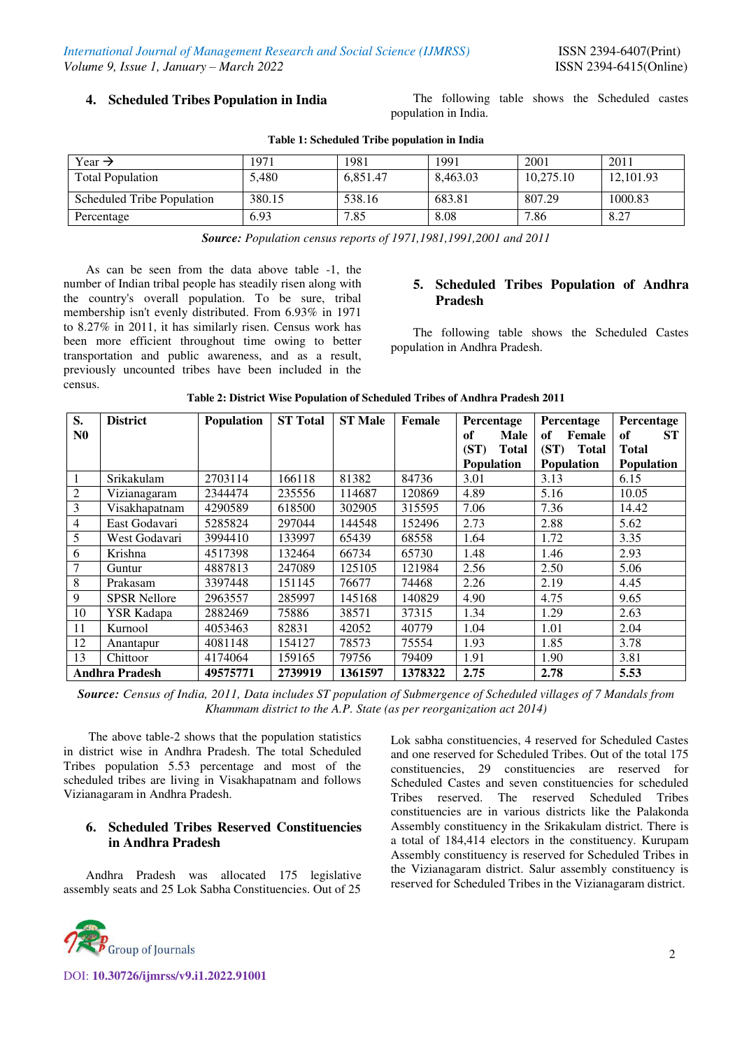## 4. Scheduled Tribes Population in India

The following table shows the Scheduled castes population in India.

**Table 1: Scheduled Tribe population in India**

| Year → | 1971 | 1981 | 1991 | 2001 | 2011 |
|---|---|---|---|---|---|
| Total Population | 5,480 | 6,851.47 | 8,463.03 | 10,275.10 | 12,101.93 |
| Scheduled Tribe Population | 380.15 | 538.16 | 683.81 | 807.29 | 1000.83 |
| Percentage | 6.93 | 7.85 | 8.08 | 7.86 | 8.27 |

***Source:** Population census reports of 1971,1981,1991,2001 and 2011*

As can be seen from the data above table -1, the number of Indian tribal people has steadily risen along with the country's overall population. To be sure, tribal membership isn't evenly distributed. From 6.93% in 1971 to 8.27% in 2011, it has similarly risen. Census work has been more efficient throughout time owing to better transportation and public awareness, and as a result, previously uncounted tribes have been included in the census.

## 5. Scheduled Tribes Population of Andhra Pradesh

The following table shows the Scheduled Castes population in Andhra Pradesh.

**Table 2: District Wise Population of Scheduled Tribes of Andhra Pradesh 2011**

| S. N0 | District | Population | ST Total | ST Male | Female | Percentage of Male (ST) Total Population | Percentage of Female (ST) Total Population | Percentage of ST Total Population |
|---|---|---|---|---|---|---|---|---|
| 1 | Srikakulam | 2703114 | 166118 | 81382 | 84736 | 3.01 | 3.13 | 6.15 |
| 2 | Vizianagaram | 2344474 | 235556 | 114687 | 120869 | 4.89 | 5.16 | 10.05 |
| 3 | Visakhapatnam | 4290589 | 618500 | 302905 | 315595 | 7.06 | 7.36 | 14.42 |
| 4 | East Godavari | 5285824 | 297044 | 144548 | 152496 | 2.73 | 2.88 | 5.62 |
| 5 | West Godavari | 3994410 | 133997 | 65439 | 68558 | 1.64 | 1.72 | 3.35 |
| 6 | Krishna | 4517398 | 132464 | 66734 | 65730 | 1.48 | 1.46 | 2.93 |
| 7 | Guntur | 4887813 | 247089 | 125105 | 121984 | 2.56 | 2.50 | 5.06 |
| 8 | Prakasam | 3397448 | 151145 | 76677 | 74468 | 2.26 | 2.19 | 4.45 |
| 9 | SPSR Nellore | 2963557 | 285997 | 145168 | 140829 | 4.90 | 4.75 | 9.65 |
| 10 | YSR Kadapa | 2882469 | 75886 | 38571 | 37315 | 1.34 | 1.29 | 2.63 |
| 11 | Kurnool | 4053463 | 82831 | 42052 | 40779 | 1.04 | 1.01 | 2.04 |
| 12 | Anantapur | 4081148 | 154127 | 78573 | 75554 | 1.93 | 1.85 | 3.78 |
| 13 | Chittoor | 4174064 | 159165 | 79756 | 79409 | 1.91 | 1.90 | 3.81 |
| **Andhra Pradesh** | | **49575771** | **2739919** | **1361597** | **1378322** | **2.75** | **2.78** | **5.53** |

***Source:** Census of India, 2011, Data includes ST population of Submergence of Scheduled villages of 7 Mandals from Khammam district to the A.P. State (as per reorganization act 2014)*

The above table-2 shows that the population statistics in district wise in Andhra Pradesh. The total Scheduled Tribes population 5.53 percentage and most of the scheduled tribes are living in Visakhapatnam and follows Vizianagaram in Andhra Pradesh.

## 6. Scheduled Tribes Reserved Constituencies in Andhra Pradesh

Andhra Pradesh was allocated 175 legislative assembly seats and 25 Lok Sabha Constituencies. Out of 25 Lok sabha constituencies, 4 reserved for Scheduled Castes and one reserved for Scheduled Tribes. Out of the total 175 constituencies, 29 constituencies are reserved for Scheduled Castes and seven constituencies for scheduled Tribes reserved. The reserved Scheduled Tribes constituencies are in various districts like the Palakonda Assembly constituency in the Srikakulam district. There is a total of 184,414 electors in the constituency. Kurupam Assembly constituency is reserved for Scheduled Tribes in the Vizianagaram district. Salur assembly constituency is reserved for Scheduled Tribes in the Vizianagaram district.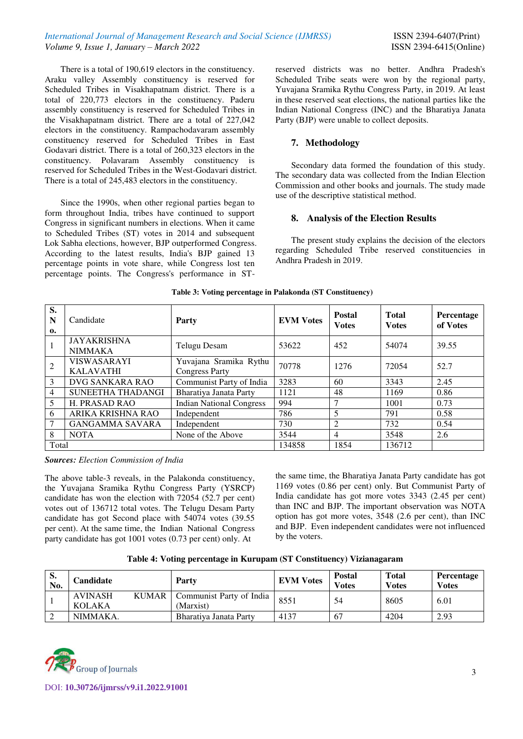There is a total of 190,619 electors in the constituency. Araku valley Assembly constituency is reserved for Scheduled Tribes in Visakhapatnam district. There is a total of 220,773 electors in the constituency. Paderu assembly constituency is reserved for Scheduled Tribes in the Visakhapatnam district. There are a total of 227,042 electors in the constituency. Rampachodavaram assembly constituency reserved for Scheduled Tribes in East Godavari district. There is a total of 260,323 electors in the constituency. Polavaram Assembly constituency is reserved for Scheduled Tribes in the West-Godavari district. There is a total of 245,483 electors in the constituency.

Since the 1990s, when other regional parties began to form throughout India, tribes have continued to support Congress in significant numbers in elections. When it came to Scheduled Tribes (ST) votes in 2014 and subsequent Lok Sabha elections, however, BJP outperformed Congress. According to the latest results, India's BJP gained 13 percentage points in vote share, while Congress lost ten percentage points. The Congress's performance in ST-reserved districts was no better. Andhra Pradesh's Scheduled Tribe seats were won by the regional party, Yuvajana Sramika Rythu Congress Party, in 2019. At least in these reserved seat elections, the national parties like the Indian National Congress (INC) and the Bharatiya Janata Party (BJP) were unable to collect deposits.

## 7. Methodology

Secondary data formed the foundation of this study. The secondary data was collected from the Indian Election Commission and other books and journals. The study made use of the descriptive statistical method.

## 8. Analysis of the Election Results

The present study explains the decision of the electors regarding Scheduled Tribe reserved constituencies in Andhra Pradesh in 2019.

**Table 3: Voting percentage in Palakonda (ST Constituency)**

| S. No. | Candidate | Party | EVM Votes | Postal Votes | Total Votes | Percentage of Votes |
|---|---|---|---|---|---|---|
| 1 | JAYAKRISHNA NIMMAKA | Telugu Desam | 53622 | 452 | 54074 | 39.55 |
| 2 | VISWASARAYI KALAVATHI | Yuvajana Sramika Rythu Congress Party | 70778 | 1276 | 72054 | 52.7 |
| 3 | DVG SANKARA RAO | Communist Party of India | 3283 | 60 | 3343 | 2.45 |
| 4 | SUNEETHA THADANGI | Bharatiya Janata Party | 1121 | 48 | 1169 | 0.86 |
| 5 | H. PRASAD RAO | Indian National Congress | 994 | 7 | 1001 | 0.73 |
| 6 | ARIKA KRISHNA RAO | Independent | 786 | 5 | 791 | 0.58 |
| 7 | GANGAMMA SAVARA | Independent | 730 | 2 | 732 | 0.54 |
| 8 | NOTA | None of the Above | 3544 | 4 | 3548 | 2.6 |
| Total | | | 134858 | 1854 | 136712 | |

***Sources:*** *Election Commission of India*

The above table-3 reveals, in the Palakonda constituency, the Yuvajana Sramika Rythu Congress Party (YSRCP) candidate has won the election with 72054 (52.7 per cent) votes out of 136712 total votes. The Telugu Desam Party candidate has got Second place with 54074 votes (39.55 per cent). At the same time, the Indian National Congress party candidate has got 1001 votes (0.73 per cent) only. At the same time, the Bharatiya Janata Party candidate has got 1169 votes (0.86 per cent) only. But Communist Party of India candidate has got more votes 3343 (2.45 per cent) than INC and BJP. The important observation was NOTA option has got more votes, 3548 (2.6 per cent), than INC and BJP. Even independent candidates were not influenced by the voters.

**Table 4: Voting percentage in Kurupam (ST Constituency) Vizianagaram**

| S. No. | Candidate | Party | EVM Votes | Postal Votes | Total Votes | Percentage Votes |
|---|---|---|---|---|---|---|
| 1 | AVINASH KUMAR KOLAKA | Communist Party of India (Marxist) | 8551 | 54 | 8605 | 6.01 |
| 2 | NIMMAKA. | Bharatiya Janata Party | 4137 | 67 | 4204 | 2.93 |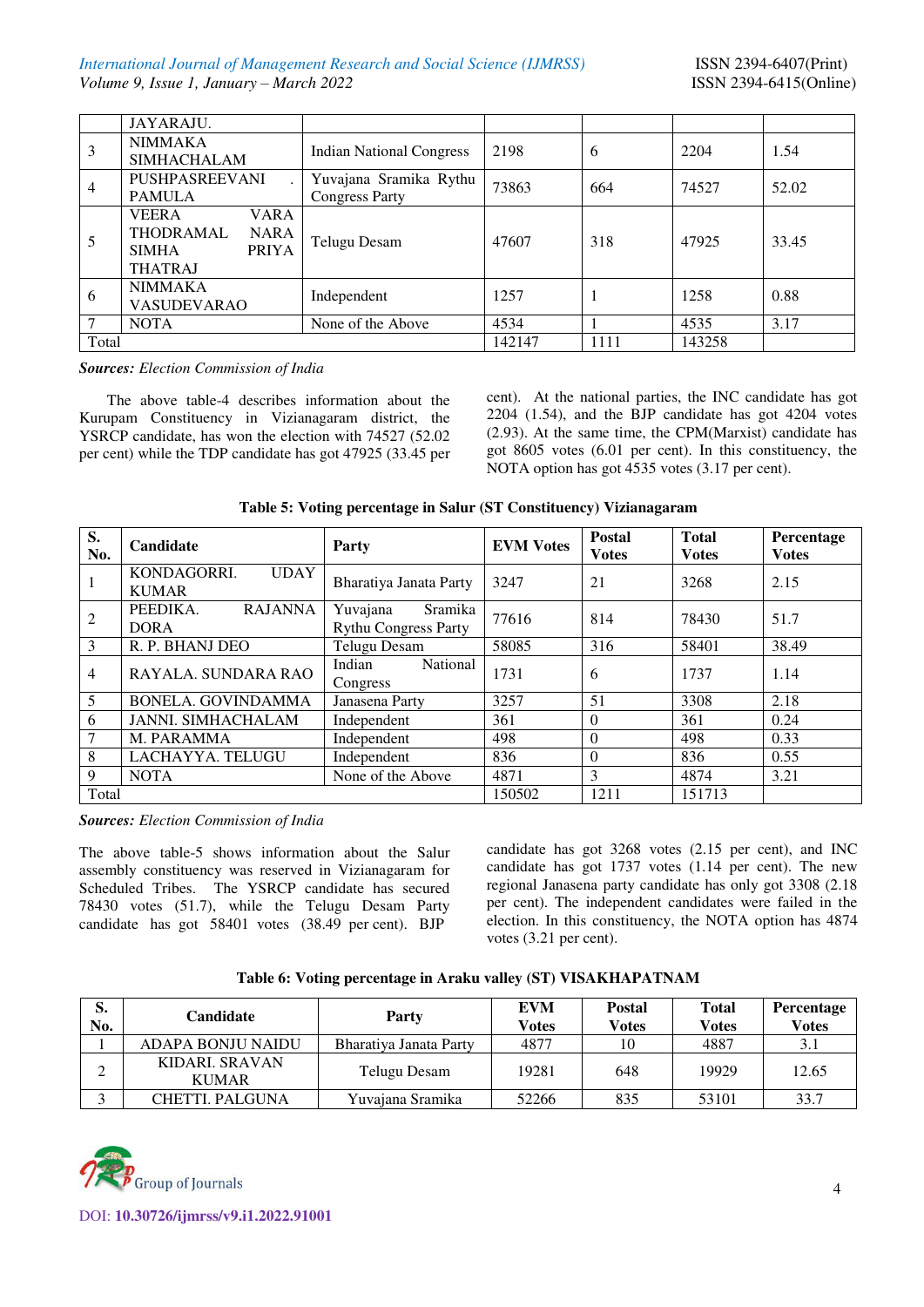| | JAYARAJU. | | | | | |
|---|---|---|---|---|---|---|
| 3 | NIMMAKA SIMHACHALAM | Indian National Congress | 2198 | 6 | 2204 | 1.54 |
| 4 | PUSHPASREEVANI . PAMULA | Yuvajana Sramika Rythu Congress Party | 73863 | 664 | 74527 | 52.02 |
| 5 | VEERA VARA THODRAMAL NARA SIMHA PRIYA THATRAJ | Telugu Desam | 47607 | 318 | 47925 | 33.45 |
| 6 | NIMMAKA VASUDEVARAO | Independent | 1257 | 1 | 1258 | 0.88 |
| 7 | NOTA | None of the Above | 4534 | 1 | 4535 | 3.17 |
| Total | | | 142147 | 1111 | 143258 | |

***Sources:*** *Election Commission of India*

The above table-4 describes information about the Kurupam Constituency in Vizianagaram district, the YSRCP candidate, has won the election with 74527 (52.02 per cent) while the TDP candidate has got 47925 (33.45 per cent). At the national parties, the INC candidate has got 2204 (1.54), and the BJP candidate has got 4204 votes (2.93). At the same time, the CPM(Marxist) candidate has got 8605 votes (6.01 per cent). In this constituency, the NOTA option has got 4535 votes (3.17 per cent).

**Table 5: Voting percentage in Salur (ST Constituency) Vizianagaram**

| S. No. | Candidate | Party | EVM Votes | Postal Votes | Total Votes | Percentage Votes |
|---|---|---|---|---|---|---|
| 1 | KONDAGORRI. UDAY KUMAR | Bharatiya Janata Party | 3247 | 21 | 3268 | 2.15 |
| 2 | PEEDIKA. RAJANNA DORA | Yuvajana Sramika Rythu Congress Party | 77616 | 814 | 78430 | 51.7 |
| 3 | R. P. BHANJ DEO | Telugu Desam | 58085 | 316 | 58401 | 38.49 |
| 4 | RAYALA. SUNDARA RAO | Indian National Congress | 1731 | 6 | 1737 | 1.14 |
| 5 | BONELA. GOVINDAMMA | Janasena Party | 3257 | 51 | 3308 | 2.18 |
| 6 | JANNI. SIMHACHALAM | Independent | 361 | 0 | 361 | 0.24 |
| 7 | M. PARAMMA | Independent | 498 | 0 | 498 | 0.33 |
| 8 | LACHAYYA. TELUGU | Independent | 836 | 0 | 836 | 0.55 |
| 9 | NOTA | None of the Above | 4871 | 3 | 4874 | 3.21 |
| Total | | | 150502 | 1211 | 151713 | |

***Sources:*** *Election Commission of India*

The above table-5 shows information about the Salur assembly constituency was reserved in Vizianagaram for Scheduled Tribes. The YSRCP candidate has secured 78430 votes (51.7), while the Telugu Desam Party candidate has got 58401 votes (38.49 per cent). BJP candidate has got 3268 votes (2.15 per cent), and INC candidate has got 1737 votes (1.14 per cent). The new regional Janasena party candidate has only got 3308 (2.18 per cent). The independent candidates were failed in the election. In this constituency, the NOTA option has 4874 votes (3.21 per cent).

**Table 6: Voting percentage in Araku valley (ST) VISAKHAPATNAM**

| S. No. | Candidate | Party | EVM Votes | Postal Votes | Total Votes | Percentage Votes |
|---|---|---|---|---|---|---|
| 1 | ADAPA BONJU NAIDU | Bharatiya Janata Party | 4877 | 10 | 4887 | 3.1 |
| 2 | KIDARI. SRAVAN KUMAR | Telugu Desam | 19281 | 648 | 19929 | 12.65 |
| 3 | CHETTI. PALGUNA | Yuvajana Sramika | 52266 | 835 | 53101 | 33.7 |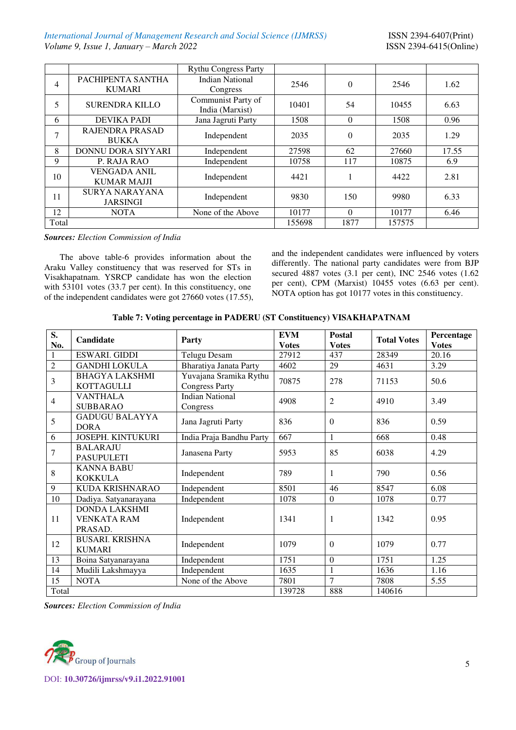| | | Rythu Congress Party | | | | |
|---|---|---|---|---|---|---|
| 4 | PACHIPENTA SANTHA KUMARI | Indian National Congress | 2546 | 0 | 2546 | 1.62 |
| 5 | SURENDRA KILLO | Communist Party of India (Marxist) | 10401 | 54 | 10455 | 6.63 |
| 6 | DEVIKA PADI | Jana Jagruti Party | 1508 | 0 | 1508 | 0.96 |
| 7 | RAJENDRA PRASAD BUKKA | Independent | 2035 | 0 | 2035 | 1.29 |
| 8 | DONNU DORA SIYYARI | Independent | 27598 | 62 | 27660 | 17.55 |
| 9 | P. RAJA RAO | Independent | 10758 | 117 | 10875 | 6.9 |
| 10 | VENGADA ANIL KUMAR MAJJI | Independent | 4421 | 1 | 4422 | 2.81 |
| 11 | SURYA NARAYANA JARSINGI | Independent | 9830 | 150 | 9980 | 6.33 |
| 12 | NOTA | None of the Above | 10177 | 0 | 10177 | 6.46 |
| Total | | | 155698 | 1877 | 157575 | |

***Sources:*** *Election Commission of India*

The above table-6 provides information about the Araku Valley constituency that was reserved for STs in Visakhapatnam. YSRCP candidate has won the election with 53101 votes (33.7 per cent). In this constituency, one of the independent candidates were got 27660 votes (17.55), and the independent candidates were influenced by voters differently. The national party candidates were from BJP secured 4887 votes (3.1 per cent), INC 2546 votes (1.62 per cent), CPM (Marxist) 10455 votes (6.63 per cent). NOTA option has got 10177 votes in this constituency.

**Table 7: Voting percentage in PADERU (ST Constituency) VISAKHAPATNAM**

| S. No. | Candidate | Party | EVM Votes | Postal Votes | Total Votes | Percentage Votes |
|---|---|---|---|---|---|---|
| 1 | ESWARI. GIDDI | Telugu Desam | 27912 | 437 | 28349 | 20.16 |
| 2 | GANDHI LOKULA | Bharatiya Janata Party | 4602 | 29 | 4631 | 3.29 |
| 3 | BHAGYA LAKSHMI KOTTAGULLI | Yuvajana Sramika Rythu Congress Party | 70875 | 278 | 71153 | 50.6 |
| 4 | VANTHALA SUBBARAO | Indian National Congress | 4908 | 2 | 4910 | 3.49 |
| 5 | GADUGU BALAYYA DORA | Jana Jagruti Party | 836 | 0 | 836 | 0.59 |
| 6 | JOSEPH. KINTUKURI | India Praja Bandhu Party | 667 | 1 | 668 | 0.48 |
| 7 | BALARAJU PASUPULETI | Janasena Party | 5953 | 85 | 6038 | 4.29 |
| 8 | KANNA BABU KOKKULA | Independent | 789 | 1 | 790 | 0.56 |
| 9 | KUDA KRISHNARAO | Independent | 8501 | 46 | 8547 | 6.08 |
| 10 | Dadiya. Satyanarayana | Independent | 1078 | 0 | 1078 | 0.77 |
| 11 | DONDA LAKSHMI VENKATA RAM PRASAD. | Independent | 1341 | 1 | 1342 | 0.95 |
| 12 | BUSARI. KRISHNA KUMARI | Independent | 1079 | 0 | 1079 | 0.77 |
| 13 | Boina Satyanarayana | Independent | 1751 | 0 | 1751 | 1.25 |
| 14 | Mudili Lakshmayya | Independent | 1635 | 1 | 1636 | 1.16 |
| 15 | NOTA | None of the Above | 7801 | 7 | 7808 | 5.55 |
| Total | | | 139728 | 888 | 140616 | |

***Sources:*** *Election Commission of India*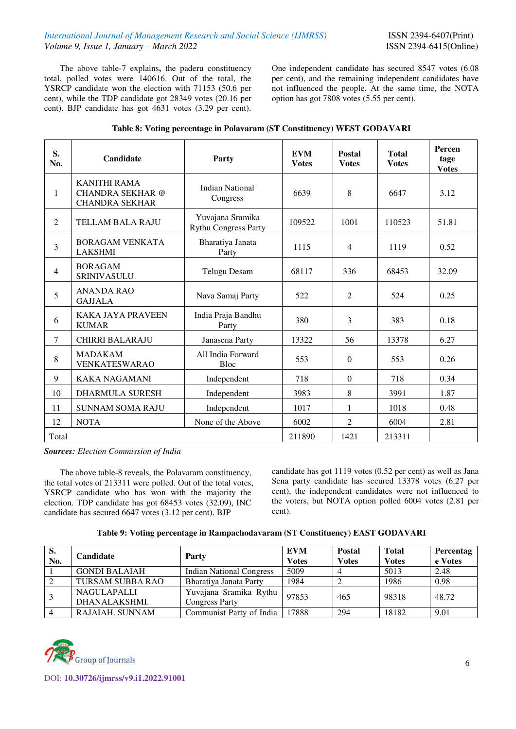The above table-7 explains**,** the paderu constituency total, polled votes were 140616. Out of the total, the YSRCP candidate won the election with 71153 (50.6 per cent), while the TDP candidate got 28349 votes (20.16 per cent). BJP candidate has got 4631 votes (3.29 per cent). One independent candidate has secured 8547 votes (6.08 per cent), and the remaining independent candidates have not influenced the people. At the same time, the NOTA option has got 7808 votes (5.55 per cent).

**Table 8: Voting percentage in Polavaram (ST Constituency) WEST GODAVARI**

| S. No. | Candidate | Party | EVM Votes | Postal Votes | Total Votes | Percentage Votes |
|---|---|---|---|---|---|---|
| 1 | KANITHI RAMA CHANDRA SEKHAR @ CHANDRA SEKHAR | Indian National Congress | 6639 | 8 | 6647 | 3.12 |
| 2 | TELLAM BALA RAJU | Yuvajana Sramika Rythu Congress Party | 109522 | 1001 | 110523 | 51.81 |
| 3 | BORAGAM VENKATA LAKSHMI | Bharatiya Janata Party | 1115 | 4 | 1119 | 0.52 |
| 4 | BORAGAM SRINIVASULU | Telugu Desam | 68117 | 336 | 68453 | 32.09 |
| 5 | ANANDA RAO GAJJALA | Nava Samaj Party | 522 | 2 | 524 | 0.25 |
| 6 | KAKA JAYA PRAVEEN KUMAR | India Praja Bandhu Party | 380 | 3 | 383 | 0.18 |
| 7 | CHIRRI BALARAJU | Janasena Party | 13322 | 56 | 13378 | 6.27 |
| 8 | MADAKAM VENKATESWARAO | All India Forward Bloc | 553 | 0 | 553 | 0.26 |
| 9 | KAKA NAGAMANI | Independent | 718 | 0 | 718 | 0.34 |
| 10 | DHARMULA SURESH | Independent | 3983 | 8 | 3991 | 1.87 |
| 11 | SUNNAM SOMA RAJU | Independent | 1017 | 1 | 1018 | 0.48 |
| 12 | NOTA | None of the Above | 6002 | 2 | 6004 | 2.81 |
| Total | | | 211890 | 1421 | 213311 | |

***Sources:*** *Election Commission of India*

The above table-8 reveals, the Polavaram constituency, the total votes of 213311 were polled. Out of the total votes, YSRCP candidate who has won with the majority the election. TDP candidate has got 68453 votes (32.09), INC candidate has secured 6647 votes (3.12 per cent), BJP candidate has got 1119 votes (0.52 per cent) as well as Jana Sena party candidate has secured 13378 votes (6.27 per cent), the independent candidates were not influenced to the voters, but NOTA option polled 6004 votes (2.81 per cent).

**Table 9: Voting percentage in Rampachodavaram (ST Constituency) EAST GODAVARI**

| S. No. | Candidate | Party | EVM Votes | Postal Votes | Total Votes | Percentage Votes |
|---|---|---|---|---|---|---|
| 1 | GONDI BALAIAH | Indian National Congress | 5009 | 4 | 5013 | 2.48 |
| 2 | TURSAM SUBBA RAO | Bharatiya Janata Party | 1984 | 2 | 1986 | 0.98 |
| 3 | NAGULAPALLI DHANALAKSHMI. | Yuvajana Sramika Rythu Congress Party | 97853 | 465 | 98318 | 48.72 |
| 4 | RAJAIAH. SUNNAM | Communist Party of India | 17888 | 294 | 18182 | 9.01 |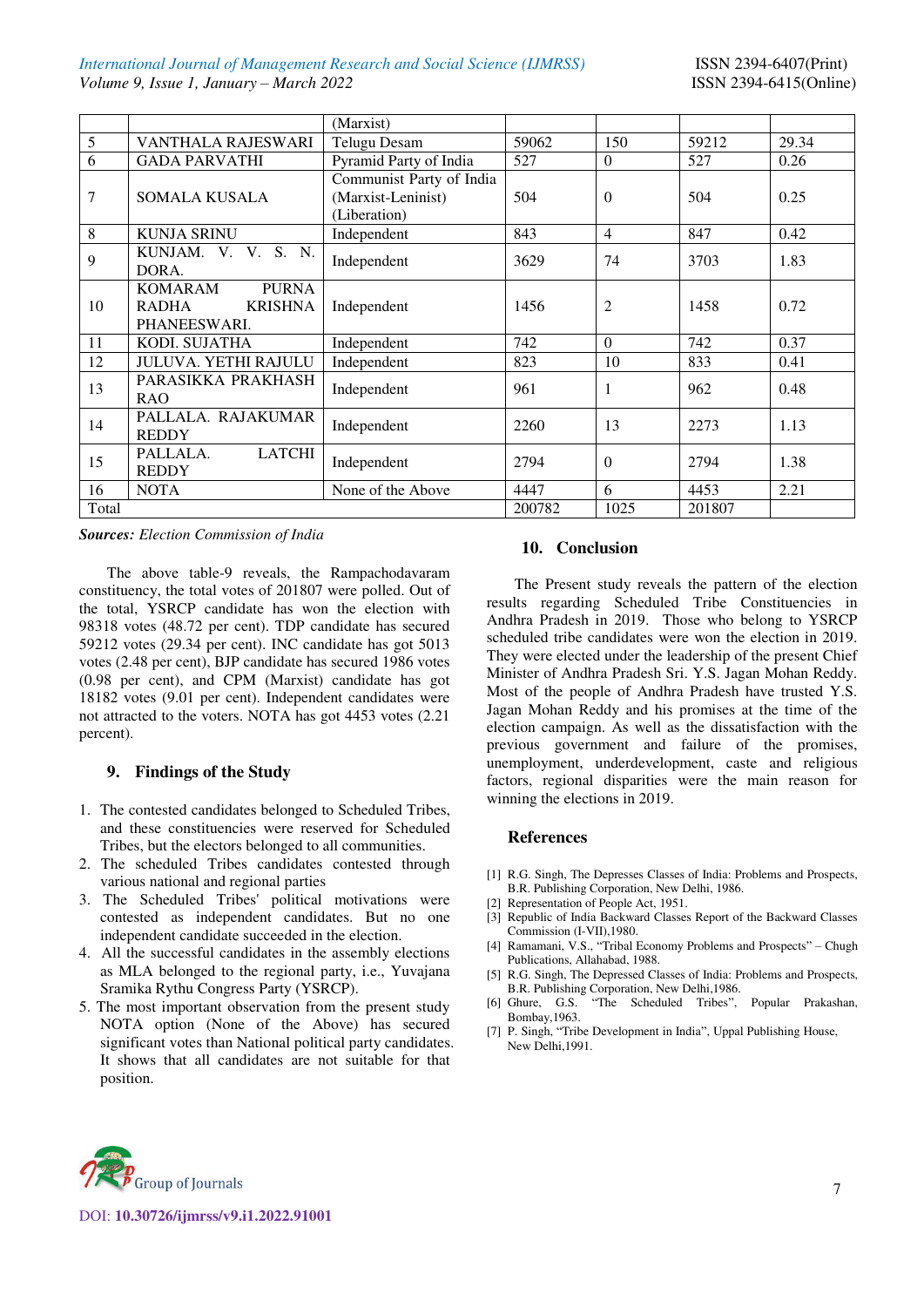| | | | | | | |
|---|---|---|---|---|---|---|
| | | (Marxist) | | | | |
| 5 | VANTHALA RAJESWARI | Telugu Desam | 59062 | 150 | 59212 | 29.34 |
| 6 | GADA PARVATHI | Pyramid Party of India | 527 | 0 | 527 | 0.26 |
| 7 | SOMALA KUSALA | Communist Party of India (Marxist-Leninist) (Liberation) | 504 | 0 | 504 | 0.25 |
| 8 | KUNJA SRINU | Independent | 843 | 4 | 847 | 0.42 |
| 9 | KUNJAM. V. V. S. N. DORA. | Independent | 3629 | 74 | 3703 | 1.83 |
| 10 | KOMARAM PURNA RADHA KRISHNA PHANEESWARI. | Independent | 1456 | 2 | 1458 | 0.72 |
| 11 | KODI. SUJATHA | Independent | 742 | 0 | 742 | 0.37 |
| 12 | JULUVA. YETHI RAJULU | Independent | 823 | 10 | 833 | 0.41 |
| 13 | PARASIKKA PRAKHASH RAO | Independent | 961 | 1 | 962 | 0.48 |
| 14 | PALLALA. RAJAKUMAR REDDY | Independent | 2260 | 13 | 2273 | 1.13 |
| 15 | PALLALA. LATCHI REDDY | Independent | 2794 | 0 | 2794 | 1.38 |
| 16 | NOTA | None of the Above | 4447 | 6 | 4453 | 2.21 |
| Total | | | 200782 | 1025 | 201807 | |

***Sources:*** *Election Commission of India*

The above table-9 reveals, the Rampachodavaram constituency, the total votes of 201807 were polled. Out of the total, YSRCP candidate has won the election with 98318 votes (48.72 per cent). TDP candidate has secured 59212 votes (29.34 per cent). INC candidate has got 5013 votes (2.48 per cent), BJP candidate has secured 1986 votes (0.98 per cent), and CPM (Marxist) candidate has got 18182 votes (9.01 per cent). Independent candidates were not attracted to the voters. NOTA has got 4453 votes (2.21 percent).

## 9. Findings of the Study

1. The contested candidates belonged to Scheduled Tribes, and these constituencies were reserved for Scheduled Tribes, but the electors belonged to all communities.
2. The scheduled Tribes candidates contested through various national and regional parties
3. The Scheduled Tribes' political motivations were contested as independent candidates. But no one independent candidate succeeded in the election.
4. All the successful candidates in the assembly elections as MLA belonged to the regional party, i.e., Yuvajana Sramika Rythu Congress Party (YSRCP).
5. The most important observation from the present study NOTA option (None of the Above) has secured significant votes than National political party candidates. It shows that all candidates are not suitable for that position.

## 10. Conclusion

The Present study reveals the pattern of the election results regarding Scheduled Tribe Constituencies in Andhra Pradesh in 2019. Those who belong to YSRCP scheduled tribe candidates were won the election in 2019. They were elected under the leadership of the present Chief Minister of Andhra Pradesh Sri. Y.S. Jagan Mohan Reddy. Most of the people of Andhra Pradesh have trusted Y.S. Jagan Mohan Reddy and his promises at the time of the election campaign. As well as the dissatisfaction with the previous government and failure of the promises, unemployment, underdevelopment, caste and religious factors, regional disparities were the main reason for winning the elections in 2019.

## References

[1] R.G. Singh, The Depresses Classes of India: Problems and Prospects, B.R. Publishing Corporation, New Delhi, 1986.

[2] Representation of People Act, 1951.

[3] Republic of India Backward Classes Report of the Backward Classes Commission (I-VII),1980.

[4] Ramamani, V.S., "Tribal Economy Problems and Prospects" – Chugh Publications, Allahabad, 1988.

[5] R.G. Singh, The Depressed Classes of India: Problems and Prospects, B.R. Publishing Corporation, New Delhi,1986.

[6] Ghure, G.S. "The Scheduled Tribes", Popular Prakashan, Bombay,1963.

[7] P. Singh, "Tribe Development in India", Uppal Publishing House, New Delhi,1991.